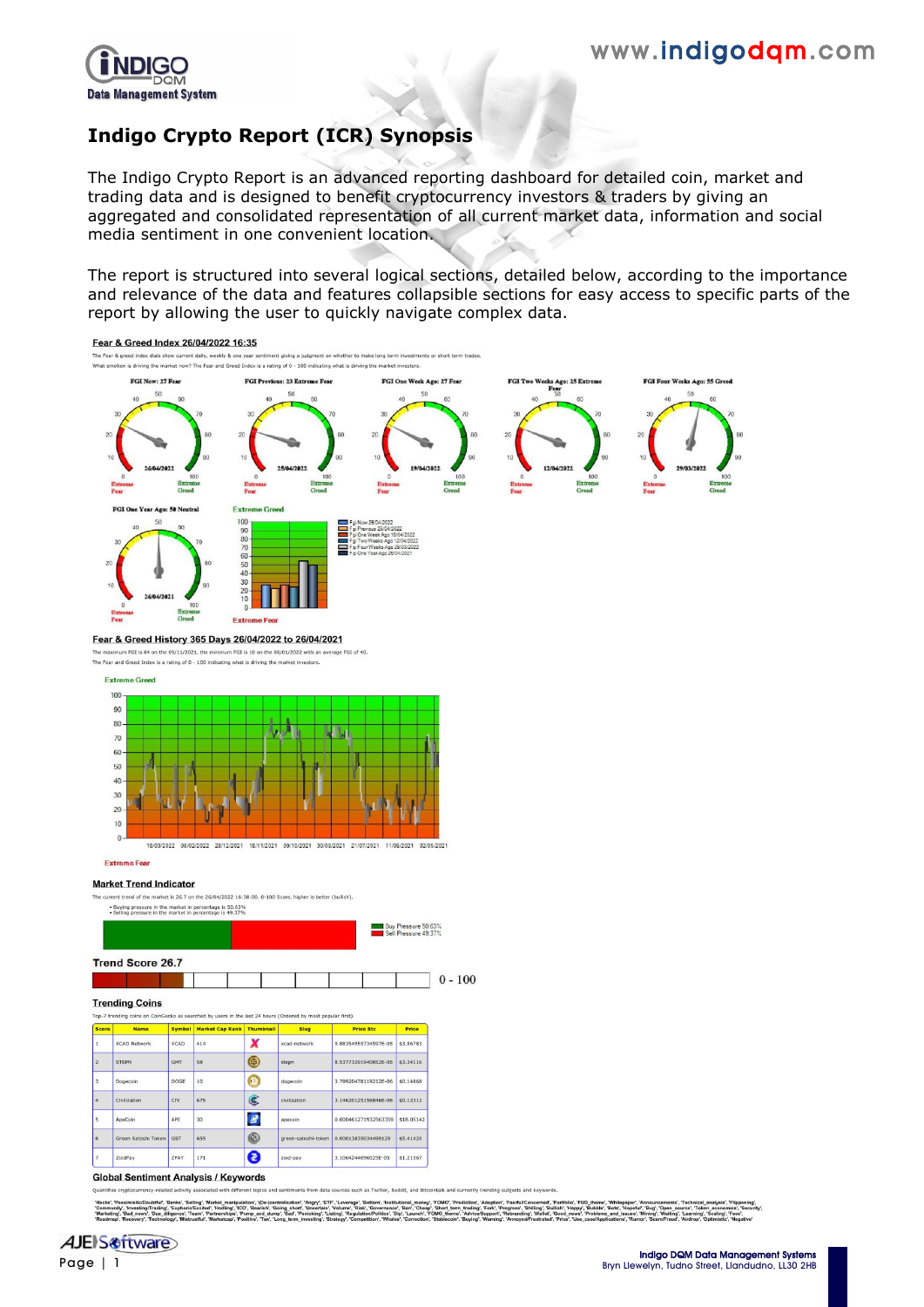# Indigo Crypto Report (ICR) Synopsis

The Indigo Crypto Report is an advanced reporting dashboard for detailed coin, market and trading data and is designed to benefit cryptocurrency investors & traders by giving an aggregated and consolidated representation of all current market data, information and social media sentiment in one convenient location.

The report is structured into several logical sections, detailed below, according to the importance and relevance of the data and features collapsible sections for easy access to specific parts of the report by allowing the user to quickly navigate complex data.

### Fear & Greed Index 26/04/2022 16:35

The Fear & greed index dials show current daily, weekly & one year sentiment giving a judgment on whether to make long term investments or short term trades.
What emotion is driving the market now? The Fear and Greed Index is a rating of 0 - 100 indicating what is driving the market investors.

FGI Now: 27 Fear — 26/04/2022
FGI Previous: 23 Extreme Fear — 25/04/2022
FGI One Week Ago: 27 Fear — 19/04/2022
FGI Two Weeks Ago: 25 Extreme Fear — 12/04/2022
FGI Four Weeks Ago: 55 Greed — 29/03/2022
FGI One Year Ago: 58 Neutral — 26/04/2021

- Fgi Now 26/04/2022
- Fgi Previous 25/04/2022
- Fgi One Week Ago 19/04/2022
- Fgi Two Weeks Ago 12/04/2022
- Fgi Four Weeks Ago 29/03/2022
- Fgi One Year Ago 26/04/2021

### Fear & Greed History 365 Days 26/04/2022 to 26/04/2021

The maximum FGI is 84 on the 09/11/2021, the minimum FGI is 10 on the 08/01/2022 with an average FGI of 40.
The Fear and Greed Index is a rating of 0 - 100 indicating what is driving the market investors.

### Market Trend Indicator

The current trend of the market is 26.7 on the 26/04/2022 16:38:00. 0-100 Score, higher is better (bullish).

- Buying pressure in the market in percentage is 50.63%
- Selling pressure in the market in percentage is 49.37%

Buy Pressure 50.63%
Sell Pressure 49.37%

**Trend Score 26.7** (0 - 100)

### Trending Coins

Top-7 trending coins on CoinGecko as searched by users in the last 24 hours (Ordered by most popular first).

| Score | Name | Symbol | Market Cap Rank | Thumbnail | Slug | Price Btc | Price |
|---|---|---|---|---|---|---|---|
| 1 | XCAD Network | XCAD | 414 | | xcad-network | 9.88354955734597E-05 | $3.86783 |
| 2 | STEPN | GMT | 58 | | stepn | 8.53773291940852E-05 | $3.34116 |
| 3 | Dogecoin | DOGE | 10 | | dogecoin | 3.79520478119212E-06 | $0.14868 |
| 4 | Civilization | CIV | 675 | | civilization | 3.14620125156846E-06 | $0.12312 |
| 5 | ApeCoin | APE | 30 | | apecoin | 0.000461271932563359 | $18.05142 |
| 6 | Green Satoshi Token | GST | 655 | | green-satoshi-token | 0.000138350344993129 | $5.41420 |
| 7 | ZoidPay | ZPAY | 171 | | zoid-pay | 3.10642440560255E-05 | $1.21567 |

### Global Sentiment Analysis / Keywords

Quantifies cryptocurrency-related activity associated with different topics and sentiments from data sources such as Twitter, Reddit, and Bitcointalk and currently trending subjects and keywords.

'Hacks', 'Pessimistic/Doubtful', 'Banks', 'Selling', 'Market_manipulation', '(De-)centralisation', 'Angry', 'ETF', 'Leverage', 'Bottom', 'Institutional_money', 'FOMO', 'Prediction', 'Adoption', 'Fearful/Concerned', 'Portfolio', 'FUD_theme', 'Whitepaper', 'Announcements', 'Technical_analysis', 'Flippening', 'Community', 'Investing/Trading', 'Euphoric/Excited', 'Hodling', 'ICO', 'Search', 'Going_short', 'Uncertain', 'Volume', 'Risk', 'Governance', 'Ban', 'Cheap', 'Short_term_trading', 'Fork', 'Progress', 'Shilling', 'Bullish', 'Happy', 'Bubble', 'Bots', 'Hopeful', 'Bug', 'Open_source', 'Token_economics', 'Security', 'Marketing', 'Bad_news', 'Due_diligence', 'Team', 'Partnerships', 'Pump_and_dump', 'Sad', 'Panicking', 'Listing', 'Regulation/Politics', 'Dip', 'Launch', 'FOMO_theme', 'Advice/Support', 'Rebranding', 'Wallet', 'Good_news', 'Problems_and_issues', 'Mining', 'Waiting', 'Learning', 'Scaling', 'Fees', 'Roadmap', 'Recovery', 'Technology', 'Mistrustful', 'Marketcap', 'Positive', 'Tax', 'Long_term_investing', 'Strategy', 'Competition', 'Whales', 'Correction', 'Stablecoin', 'Buying', 'Warning', 'Annoyed/Frustrated', 'Price', 'Use_case/Applications', 'Rumor', 'Scam/Fraud', 'Airdrop', 'Optimistic', 'Negative'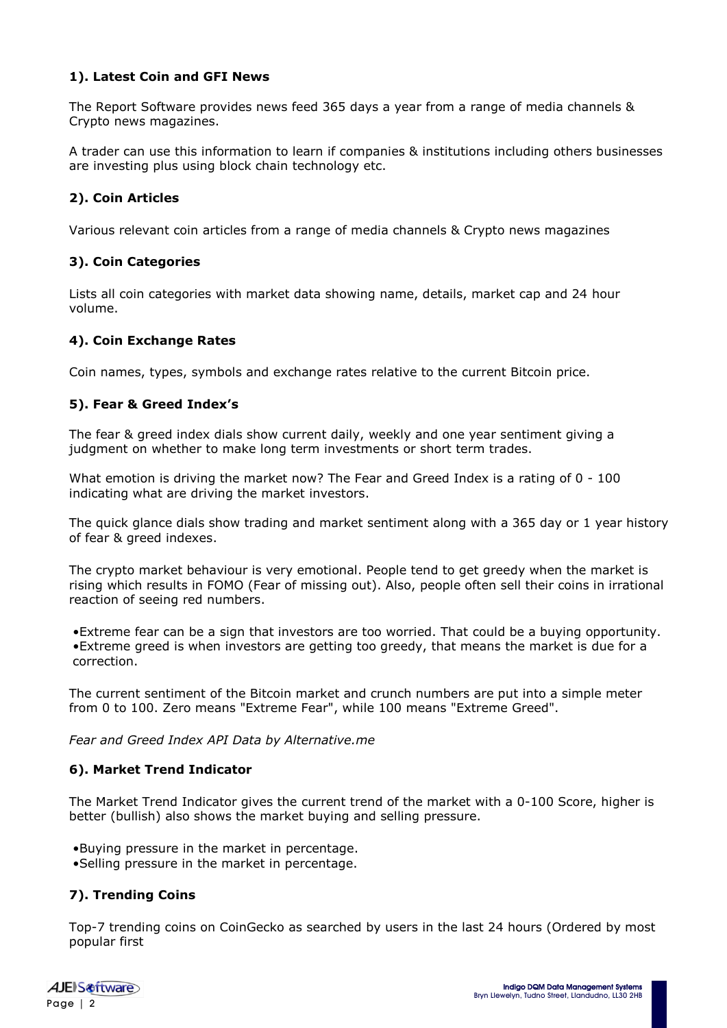### 1). Latest Coin and GFI News

The Report Software provides news feed 365 days a year from a range of media channels & Crypto news magazines.

A trader can use this information to learn if companies & institutions including others businesses are investing plus using block chain technology etc.

### 2). Coin Articles

Various relevant coin articles from a range of media channels & Crypto news magazines

### 3). Coin Categories

Lists all coin categories with market data showing name, details, market cap and 24 hour volume.

### 4). Coin Exchange Rates

Coin names, types, symbols and exchange rates relative to the current Bitcoin price.

### 5). Fear & Greed Index's

The fear & greed index dials show current daily, weekly and one year sentiment giving a judgment on whether to make long term investments or short term trades.

What emotion is driving the market now? The Fear and Greed Index is a rating of 0 - 100 indicating what are driving the market investors.

The quick glance dials show trading and market sentiment along with a 365 day or 1 year history of fear & greed indexes.

The crypto market behaviour is very emotional. People tend to get greedy when the market is rising which results in FOMO (Fear of missing out). Also, people often sell their coins in irrational reaction of seeing red numbers.

- Extreme fear can be a sign that investors are too worried. That could be a buying opportunity.
- Extreme greed is when investors are getting too greedy, that means the market is due for a correction.

The current sentiment of the Bitcoin market and crunch numbers are put into a simple meter from 0 to 100. Zero means "Extreme Fear", while 100 means "Extreme Greed".

*Fear and Greed Index API Data by Alternative.me*

### 6). Market Trend Indicator

The Market Trend Indicator gives the current trend of the market with a 0-100 Score, higher is better (bullish) also shows the market buying and selling pressure.

- Buying pressure in the market in percentage.
- Selling pressure in the market in percentage.

### 7). Trending Coins

Top-7 trending coins on CoinGecko as searched by users in the last 24 hours (Ordered by most popular first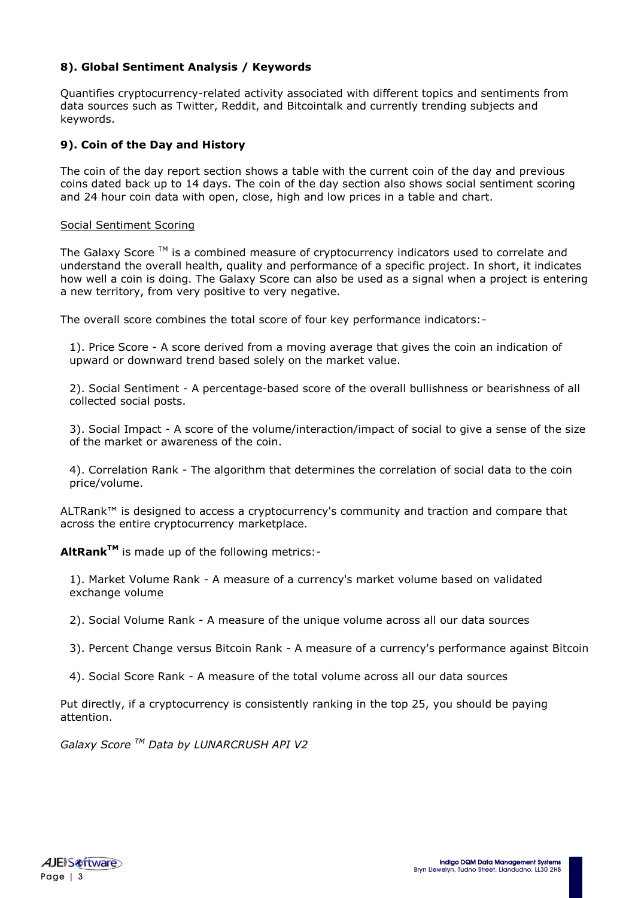### 8). Global Sentiment Analysis / Keywords

Quantifies cryptocurrency-related activity associated with different topics and sentiments from data sources such as Twitter, Reddit, and Bitcointalk and currently trending subjects and keywords.

### 9). Coin of the Day and History

The coin of the day report section shows a table with the current coin of the day and previous coins dated back up to 14 days. The coin of the day section also shows social sentiment scoring and 24 hour coin data with open, close, high and low prices in a table and chart.

Social Sentiment Scoring

The Galaxy Score ™ is a combined measure of cryptocurrency indicators used to correlate and understand the overall health, quality and performance of a specific project. In short, it indicates how well a coin is doing. The Galaxy Score can also be used as a signal when a project is entering a new territory, from very positive to very negative.

The overall score combines the total score of four key performance indicators:-

1). Price Score - A score derived from a moving average that gives the coin an indication of upward or downward trend based solely on the market value.

2). Social Sentiment - A percentage-based score of the overall bullishness or bearishness of all collected social posts.

3). Social Impact - A score of the volume/interaction/impact of social to give a sense of the size of the market or awareness of the coin.

4). Correlation Rank - The algorithm that determines the correlation of social data to the coin price/volume.

ALTRank™ is designed to access a cryptocurrency's community and traction and compare that across the entire cryptocurrency marketplace.

**AltRank™** is made up of the following metrics:-

1). Market Volume Rank - A measure of a currency's market volume based on validated exchange volume

2). Social Volume Rank - A measure of the unique volume across all our data sources

3). Percent Change versus Bitcoin Rank - A measure of a currency's performance against Bitcoin

4). Social Score Rank - A measure of the total volume across all our data sources

Put directly, if a cryptocurrency is consistently ranking in the top 25, you should be paying attention.

*Galaxy Score ™ Data by LUNARCRUSH API V2*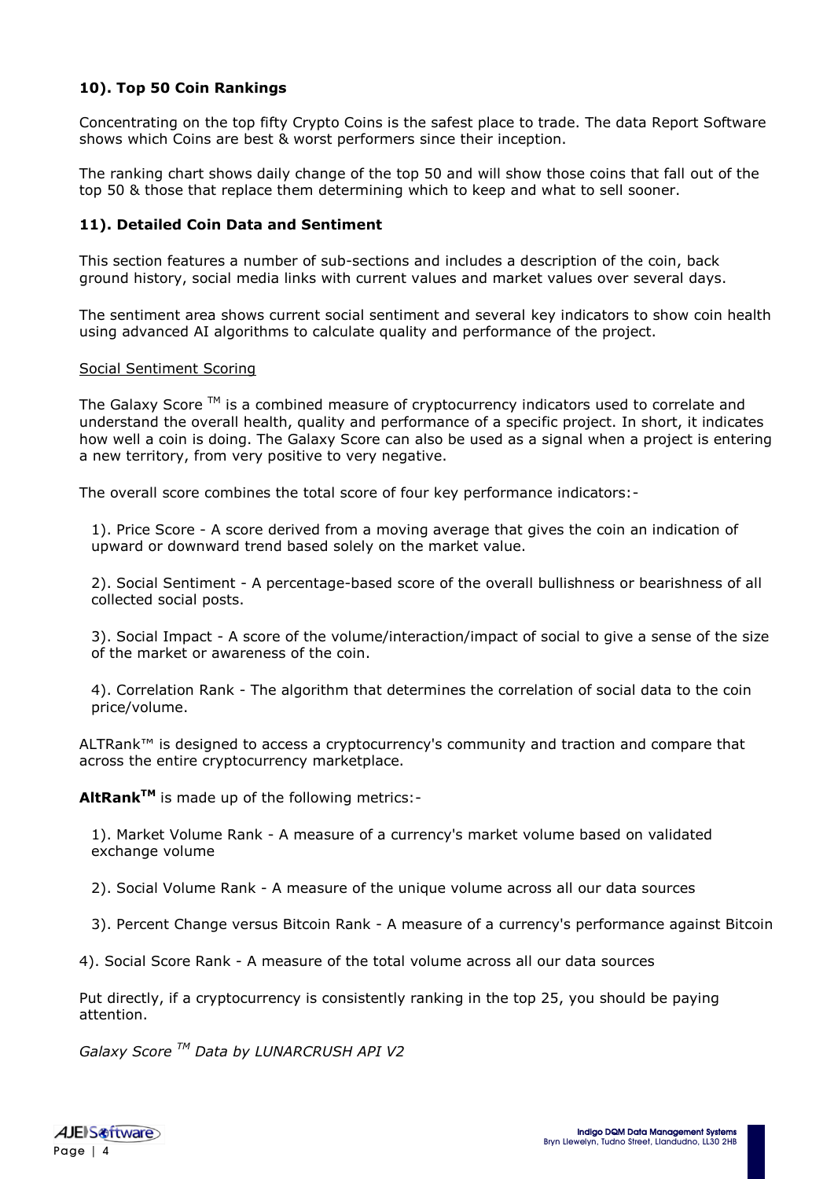### 10). Top 50 Coin Rankings

Concentrating on the top fifty Crypto Coins is the safest place to trade. The data Report Software shows which Coins are best & worst performers since their inception.

The ranking chart shows daily change of the top 50 and will show those coins that fall out of the top 50 & those that replace them determining which to keep and what to sell sooner.

### 11). Detailed Coin Data and Sentiment

This section features a number of sub-sections and includes a description of the coin, back ground history, social media links with current values and market values over several days.

The sentiment area shows current social sentiment and several key indicators to show coin health using advanced AI algorithms to calculate quality and performance of the project.

Social Sentiment Scoring

The Galaxy Score ™ is a combined measure of cryptocurrency indicators used to correlate and understand the overall health, quality and performance of a specific project. In short, it indicates how well a coin is doing. The Galaxy Score can also be used as a signal when a project is entering a new territory, from very positive to very negative.

The overall score combines the total score of four key performance indicators:-

1). Price Score - A score derived from a moving average that gives the coin an indication of upward or downward trend based solely on the market value.

2). Social Sentiment - A percentage-based score of the overall bullishness or bearishness of all collected social posts.

3). Social Impact - A score of the volume/interaction/impact of social to give a sense of the size of the market or awareness of the coin.

4). Correlation Rank - The algorithm that determines the correlation of social data to the coin price/volume.

ALTRank™ is designed to access a cryptocurrency's community and traction and compare that across the entire cryptocurrency marketplace.

**AltRank™** is made up of the following metrics:-

1). Market Volume Rank - A measure of a currency's market volume based on validated exchange volume

2). Social Volume Rank - A measure of the unique volume across all our data sources

3). Percent Change versus Bitcoin Rank - A measure of a currency's performance against Bitcoin

4). Social Score Rank - A measure of the total volume across all our data sources

Put directly, if a cryptocurrency is consistently ranking in the top 25, you should be paying attention.

*Galaxy Score ™ Data by LUNARCRUSH API V2*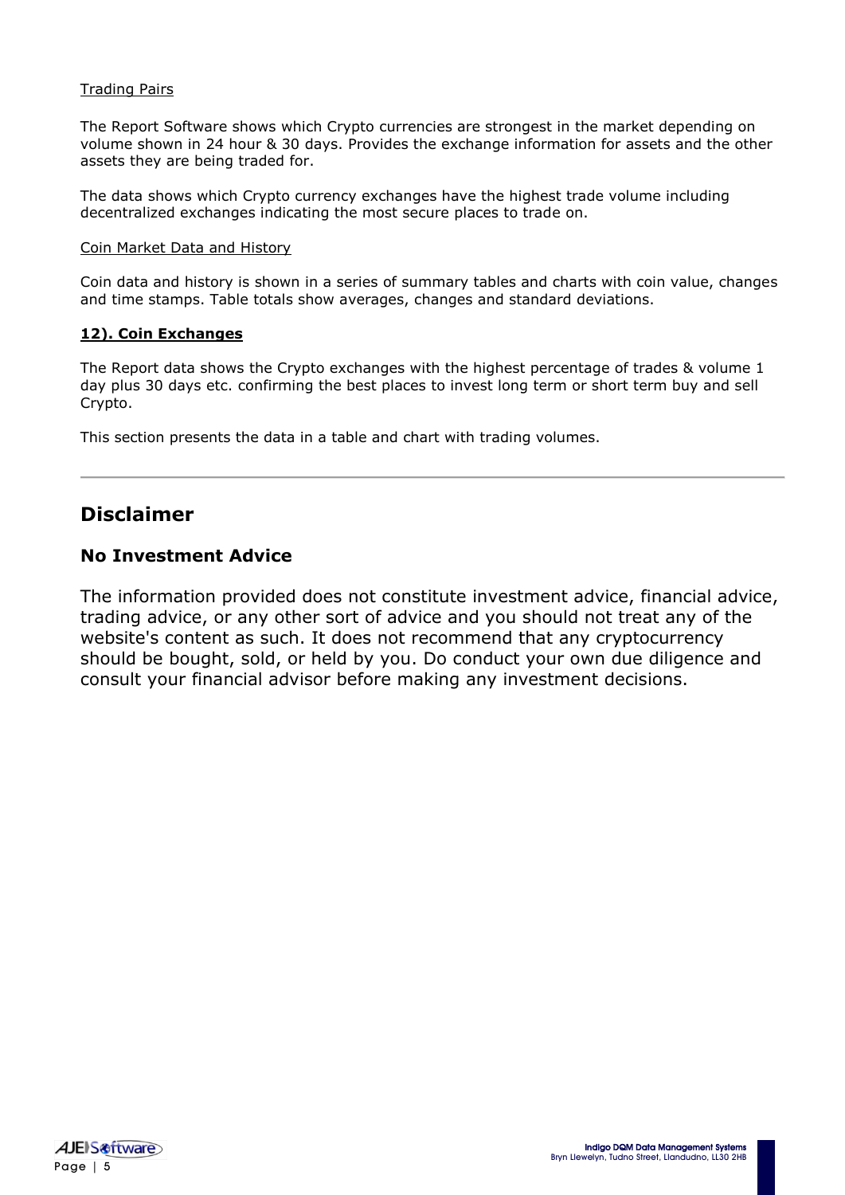Trading Pairs

The Report Software shows which Crypto currencies are strongest in the market depending on volume shown in 24 hour & 30 days. Provides the exchange information for assets and the other assets they are being traded for.

The data shows which Crypto currency exchanges have the highest trade volume including decentralized exchanges indicating the most secure places to trade on.

Coin Market Data and History

Coin data and history is shown in a series of summary tables and charts with coin value, changes and time stamps. Table totals show averages, changes and standard deviations.

**12). Coin Exchanges**

The Report data shows the Crypto exchanges with the highest percentage of trades & volume 1 day plus 30 days etc. confirming the best places to invest long term or short term buy and sell Crypto.

This section presents the data in a table and chart with trading volumes.

---

## Disclaimer

### No Investment Advice

The information provided does not constitute investment advice, financial advice, trading advice, or any other sort of advice and you should not treat any of the website's content as such. It does not recommend that any cryptocurrency should be bought, sold, or held by you. Do conduct your own due diligence and consult your financial advisor before making any investment decisions.